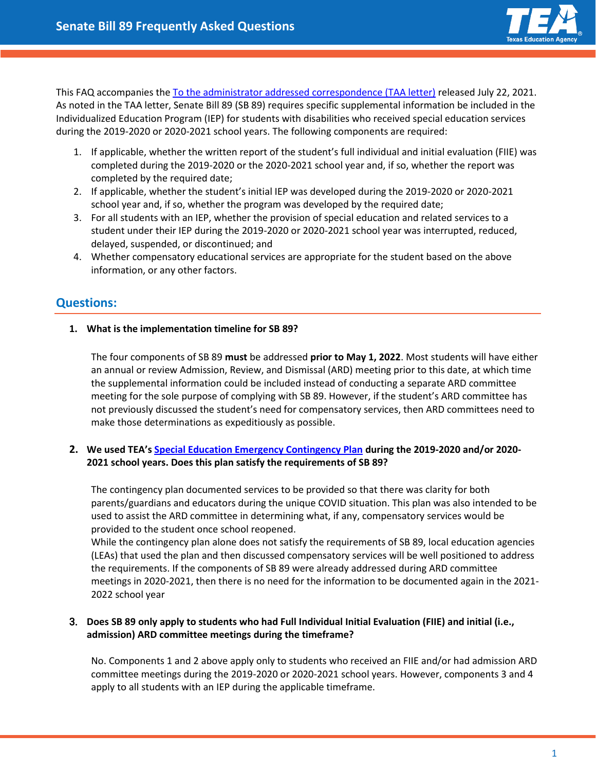# Senate Bill 89 Frequently Asked Questions

This FAQ accompanies the To the administrator addressed correspondence (TAA letter) released July 22, 2021. As noted in the TAA letter, Senate Bill 89 (SB 89) requires specific supplemental information be included in the Individualized Education Program (IEP) for students with disabilities who received special education services during the 2019-2020 or 2020-2021 school years. The following components are required:

1. If applicable, whether the written report of the student's full individual and initial evaluation (FIIE) was completed during the 2019-2020 or the 2020-2021 school year and, if so, whether the report was completed by the required date;
2. If applicable, whether the student's initial IEP was developed during the 2019-2020 or 2020-2021 school year and, if so, whether the program was developed by the required date;
3. For all students with an IEP, whether the provision of special education and related services to a student under their IEP during the 2019-2020 or 2020-2021 school year was interrupted, reduced, delayed, suspended, or discontinued; and
4. Whether compensatory educational services are appropriate for the student based on the above information, or any other factors.

## Questions:

**1. What is the implementation timeline for SB 89?**

The four components of SB 89 **must** be addressed **prior to May 1, 2022**. Most students will have either an annual or review Admission, Review, and Dismissal (ARD) meeting prior to this date, at which time the supplemental information could be included instead of conducting a separate ARD committee meeting for the sole purpose of complying with SB 89. However, if the student's ARD committee has not previously discussed the student's need for compensatory services, then ARD committees need to make those determinations as expeditiously as possible.

**2. We used TEA's Special Education Emergency Contingency Plan during the 2019-2020 and/or 2020-2021 school years. Does this plan satisfy the requirements of SB 89?**

The contingency plan documented services to be provided so that there was clarity for both parents/guardians and educators during the unique COVID situation. This plan was also intended to be used to assist the ARD committee in determining what, if any, compensatory services would be provided to the student once school reopened.

While the contingency plan alone does not satisfy the requirements of SB 89, local education agencies (LEAs) that used the plan and then discussed compensatory services will be well positioned to address the requirements. If the components of SB 89 were already addressed during ARD committee meetings in 2020-2021, then there is no need for the information to be documented again in the 2021-2022 school year

**3. Does SB 89 only apply to students who had Full Individual Initial Evaluation (FIIE) and initial (i.e., admission) ARD committee meetings during the timeframe?**

No. Components 1 and 2 above apply only to students who received an FIIE and/or had admission ARD committee meetings during the 2019-2020 or 2020-2021 school years. However, components 3 and 4 apply to all students with an IEP during the applicable timeframe.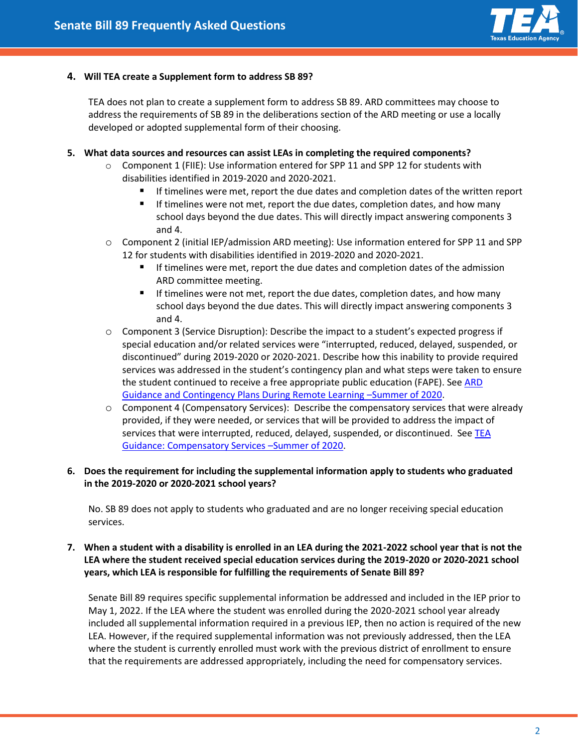4. **Will TEA create a Supplement form to address SB 89?**

   TEA does not plan to create a supplement form to address SB 89. ARD committees may choose to address the requirements of SB 89 in the deliberations section of the ARD meeting or use a locally developed or adopted supplemental form of their choosing.

5. **What data sources and resources can assist LEAs in completing the required components?**
   - Component 1 (FIIE): Use information entered for SPP 11 and SPP 12 for students with disabilities identified in 2019-2020 and 2020-2021.
     - If timelines were met, report the due dates and completion dates of the written report
     - If timelines were not met, report the due dates, completion dates, and how many school days beyond the due dates. This will directly impact answering components 3 and 4.
   - Component 2 (initial IEP/admission ARD meeting): Use information entered for SPP 11 and SPP 12 for students with disabilities identified in 2019-2020 and 2020-2021.
     - If timelines were met, report the due dates and completion dates of the admission ARD committee meeting.
     - If timelines were not met, report the due dates, completion dates, and how many school days beyond the due dates. This will directly impact answering components 3 and 4.
   - Component 3 (Service Disruption): Describe the impact to a student's expected progress if special education and/or related services were "interrupted, reduced, delayed, suspended, or discontinued" during 2019-2020 or 2020-2021. Describe how this inability to provide required services was addressed in the student's contingency plan and what steps were taken to ensure the student continued to receive a free appropriate public education (FAPE). See ARD Guidance and Contingency Plans During Remote Learning –Summer of 2020.
   - Component 4 (Compensatory Services): Describe the compensatory services that were already provided, if they were needed, or services that will be provided to address the impact of services that were interrupted, reduced, delayed, suspended, or discontinued. See TEA Guidance: Compensatory Services –Summer of 2020.

6. **Does the requirement for including the supplemental information apply to students who graduated in the 2019-2020 or 2020-2021 school years?**

   No. SB 89 does not apply to students who graduated and are no longer receiving special education services.

7. **When a student with a disability is enrolled in an LEA during the 2021-2022 school year that is not the LEA where the student received special education services during the 2019-2020 or 2020-2021 school years, which LEA is responsible for fulfilling the requirements of Senate Bill 89?**

   Senate Bill 89 requires specific supplemental information be addressed and included in the IEP prior to May 1, 2022. If the LEA where the student was enrolled during the 2020-2021 school year already included all supplemental information required in a previous IEP, then no action is required of the new LEA. However, if the required supplemental information was not previously addressed, then the LEA where the student is currently enrolled must work with the previous district of enrollment to ensure that the requirements are addressed appropriately, including the need for compensatory services.